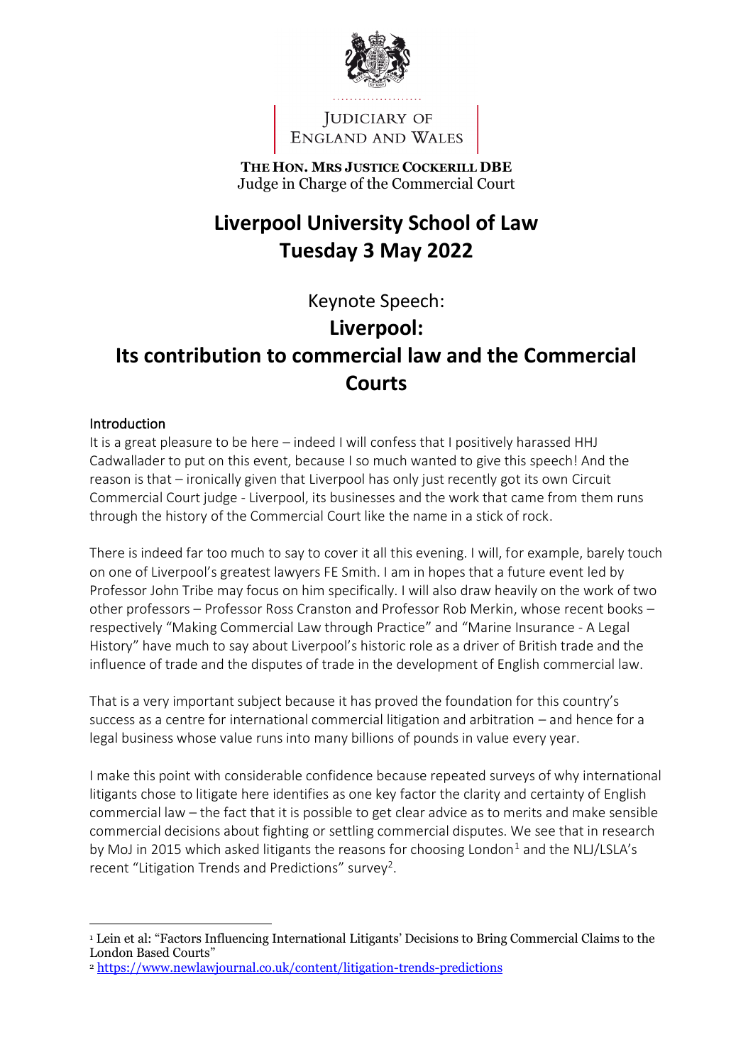JUDICIARY OF
ENGLAND AND WALES

**THE HON. MRS JUSTICE COCKERILL DBE**
Judge in Charge of the Commercial Court

# Liverpool University School of Law
# Tuesday 3 May 2022

Keynote Speech:

## Liverpool:
## Its contribution to commercial law and the Commercial Courts

### Introduction

It is a great pleasure to be here – indeed I will confess that I positively harassed HHJ Cadwallader to put on this event, because I so much wanted to give this speech! And the reason is that – ironically given that Liverpool has only just recently got its own Circuit Commercial Court judge - Liverpool, its businesses and the work that came from them runs through the history of the Commercial Court like the name in a stick of rock.

There is indeed far too much to say to cover it all this evening. I will, for example, barely touch on one of Liverpool's greatest lawyers FE Smith. I am in hopes that a future event led by Professor John Tribe may focus on him specifically. I will also draw heavily on the work of two other professors – Professor Ross Cranston and Professor Rob Merkin, whose recent books – respectively "Making Commercial Law through Practice" and "Marine Insurance - A Legal History" have much to say about Liverpool's historic role as a driver of British trade and the influence of trade and the disputes of trade in the development of English commercial law.

That is a very important subject because it has proved the foundation for this country's success as a centre for international commercial litigation and arbitration – and hence for a legal business whose value runs into many billions of pounds in value every year.

I make this point with considerable confidence because repeated surveys of why international litigants chose to litigate here identifies as one key factor the clarity and certainty of English commercial law – the fact that it is possible to get clear advice as to merits and make sensible commercial decisions about fighting or settling commercial disputes. We see that in research by MoJ in 2015 which asked litigants the reasons for choosing London[1] and the NLJ/LSLA's recent "Litigation Trends and Predictions" survey[2].

[1] Lein et al: "Factors Influencing International Litigants' Decisions to Bring Commercial Claims to the London Based Courts"

[2] https://www.newlawjournal.co.uk/content/litigation-trends-predictions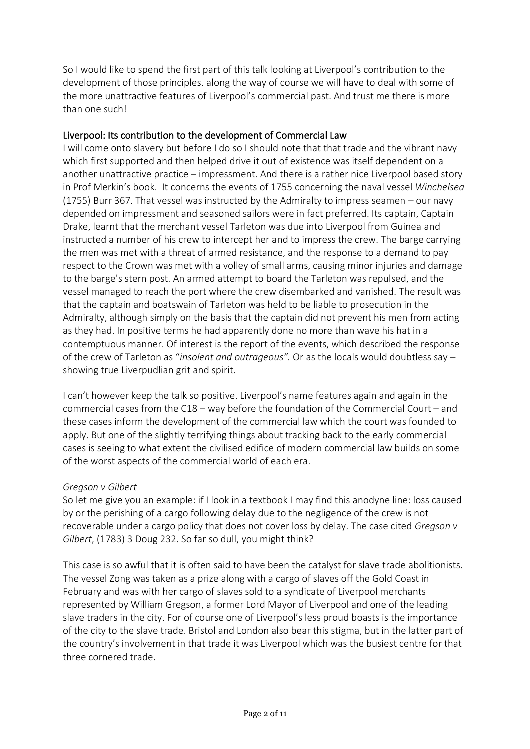So I would like to spend the first part of this talk looking at Liverpool's contribution to the development of those principles. along the way of course we will have to deal with some of the more unattractive features of Liverpool's commercial past. And trust me there is more than one such!

## Liverpool: Its contribution to the development of Commercial Law

I will come onto slavery but before I do so I should note that that trade and the vibrant navy which first supported and then helped drive it out of existence was itself dependent on a another unattractive practice – impressment. And there is a rather nice Liverpool based story in Prof Merkin's book. It concerns the events of 1755 concerning the naval vessel *Winchelsea* (1755) Burr 367. That vessel was instructed by the Admiralty to impress seamen – our navy depended on impressment and seasoned sailors were in fact preferred. Its captain, Captain Drake, learnt that the merchant vessel Tarleton was due into Liverpool from Guinea and instructed a number of his crew to intercept her and to impress the crew. The barge carrying the men was met with a threat of armed resistance, and the response to a demand to pay respect to the Crown was met with a volley of small arms, causing minor injuries and damage to the barge's stern post. An armed attempt to board the Tarleton was repulsed, and the vessel managed to reach the port where the crew disembarked and vanished. The result was that the captain and boatswain of Tarleton was held to be liable to prosecution in the Admiralty, although simply on the basis that the captain did not prevent his men from acting as they had. In positive terms he had apparently done no more than wave his hat in a contemptuous manner. Of interest is the report of the events, which described the response of the crew of Tarleton as "*insolent and outrageous".* Or as the locals would doubtless say – showing true Liverpudlian grit and spirit.

I can't however keep the talk so positive. Liverpool's name features again and again in the commercial cases from the C18 – way before the foundation of the Commercial Court – and these cases inform the development of the commercial law which the court was founded to apply. But one of the slightly terrifying things about tracking back to the early commercial cases is seeing to what extent the civilised edifice of modern commercial law builds on some of the worst aspects of the commercial world of each era.

### *Gregson v Gilbert*

So let me give you an example: if I look in a textbook I may find this anodyne line: loss caused by or the perishing of a cargo following delay due to the negligence of the crew is not recoverable under a cargo policy that does not cover loss by delay. The case cited *Gregson v Gilbert*, (1783) 3 Doug 232. So far so dull, you might think?

This case is so awful that it is often said to have been the catalyst for slave trade abolitionists. The vessel Zong was taken as a prize along with a cargo of slaves off the Gold Coast in February and was with her cargo of slaves sold to a syndicate of Liverpool merchants represented by William Gregson, a former Lord Mayor of Liverpool and one of the leading slave traders in the city. For of course one of Liverpool's less proud boasts is the importance of the city to the slave trade. Bristol and London also bear this stigma, but in the latter part of the country's involvement in that trade it was Liverpool which was the busiest centre for that three cornered trade.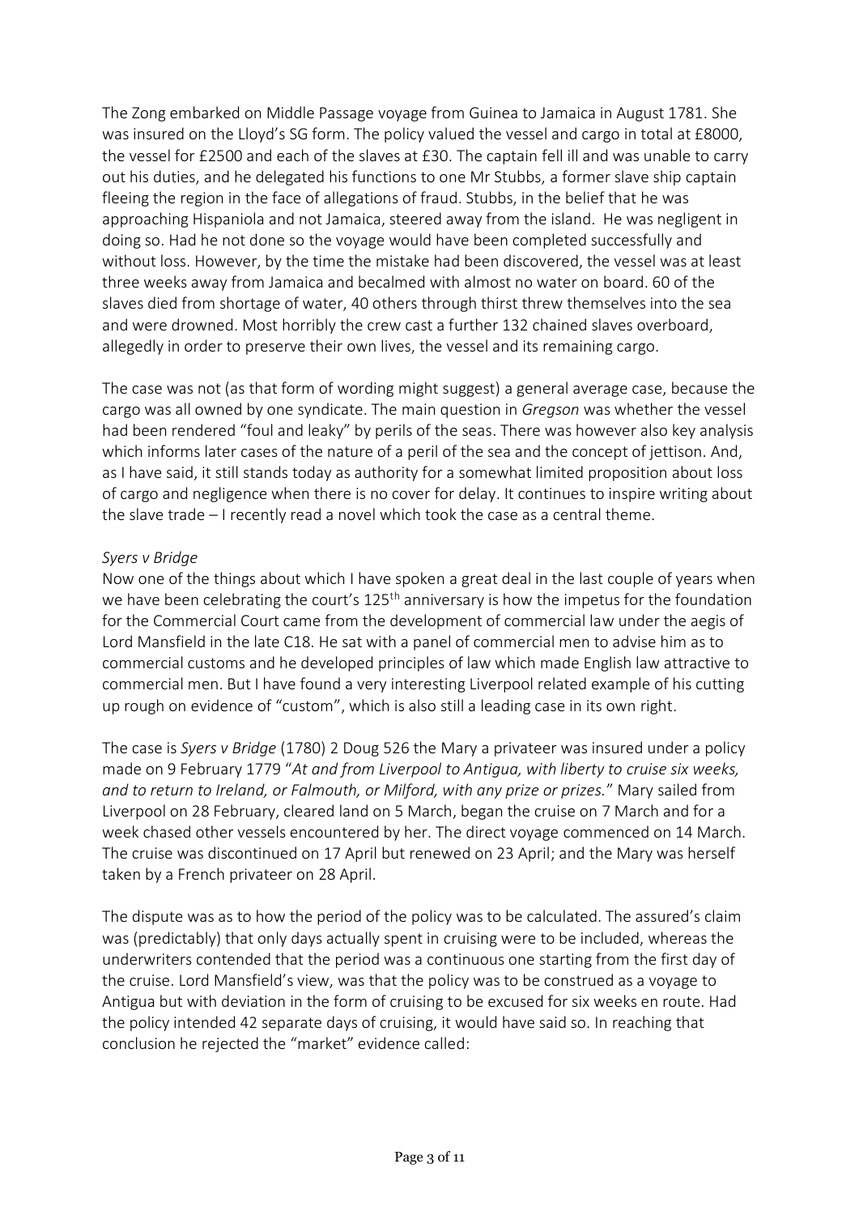The Zong embarked on Middle Passage voyage from Guinea to Jamaica in August 1781. She was insured on the Lloyd's SG form. The policy valued the vessel and cargo in total at £8000, the vessel for £2500 and each of the slaves at £30. The captain fell ill and was unable to carry out his duties, and he delegated his functions to one Mr Stubbs, a former slave ship captain fleeing the region in the face of allegations of fraud. Stubbs, in the belief that he was approaching Hispaniola and not Jamaica, steered away from the island. He was negligent in doing so. Had he not done so the voyage would have been completed successfully and without loss. However, by the time the mistake had been discovered, the vessel was at least three weeks away from Jamaica and becalmed with almost no water on board. 60 of the slaves died from shortage of water, 40 others through thirst threw themselves into the sea and were drowned. Most horribly the crew cast a further 132 chained slaves overboard, allegedly in order to preserve their own lives, the vessel and its remaining cargo.

The case was not (as that form of wording might suggest) a general average case, because the cargo was all owned by one syndicate. The main question in *Gregson* was whether the vessel had been rendered "foul and leaky" by perils of the seas. There was however also key analysis which informs later cases of the nature of a peril of the sea and the concept of jettison. And, as I have said, it still stands today as authority for a somewhat limited proposition about loss of cargo and negligence when there is no cover for delay. It continues to inspire writing about the slave trade – I recently read a novel which took the case as a central theme.

*Syers v Bridge*

Now one of the things about which I have spoken a great deal in the last couple of years when we have been celebrating the court's 125th anniversary is how the impetus for the foundation for the Commercial Court came from the development of commercial law under the aegis of Lord Mansfield in the late C18. He sat with a panel of commercial men to advise him as to commercial customs and he developed principles of law which made English law attractive to commercial men. But I have found a very interesting Liverpool related example of his cutting up rough on evidence of "custom", which is also still a leading case in its own right.

The case is *Syers v Bridge* (1780) 2 Doug 526 the Mary a privateer was insured under a policy made on 9 February 1779 "*At and from Liverpool to Antigua, with liberty to cruise six weeks, and to return to Ireland, or Falmouth, or Milford, with any prize or prizes.*" Mary sailed from Liverpool on 28 February, cleared land on 5 March, began the cruise on 7 March and for a week chased other vessels encountered by her. The direct voyage commenced on 14 March. The cruise was discontinued on 17 April but renewed on 23 April; and the Mary was herself taken by a French privateer on 28 April.

The dispute was as to how the period of the policy was to be calculated. The assured's claim was (predictably) that only days actually spent in cruising were to be included, whereas the underwriters contended that the period was a continuous one starting from the first day of the cruise. Lord Mansfield's view, was that the policy was to be construed as a voyage to Antigua but with deviation in the form of cruising to be excused for six weeks en route. Had the policy intended 42 separate days of cruising, it would have said so. In reaching that conclusion he rejected the "market" evidence called: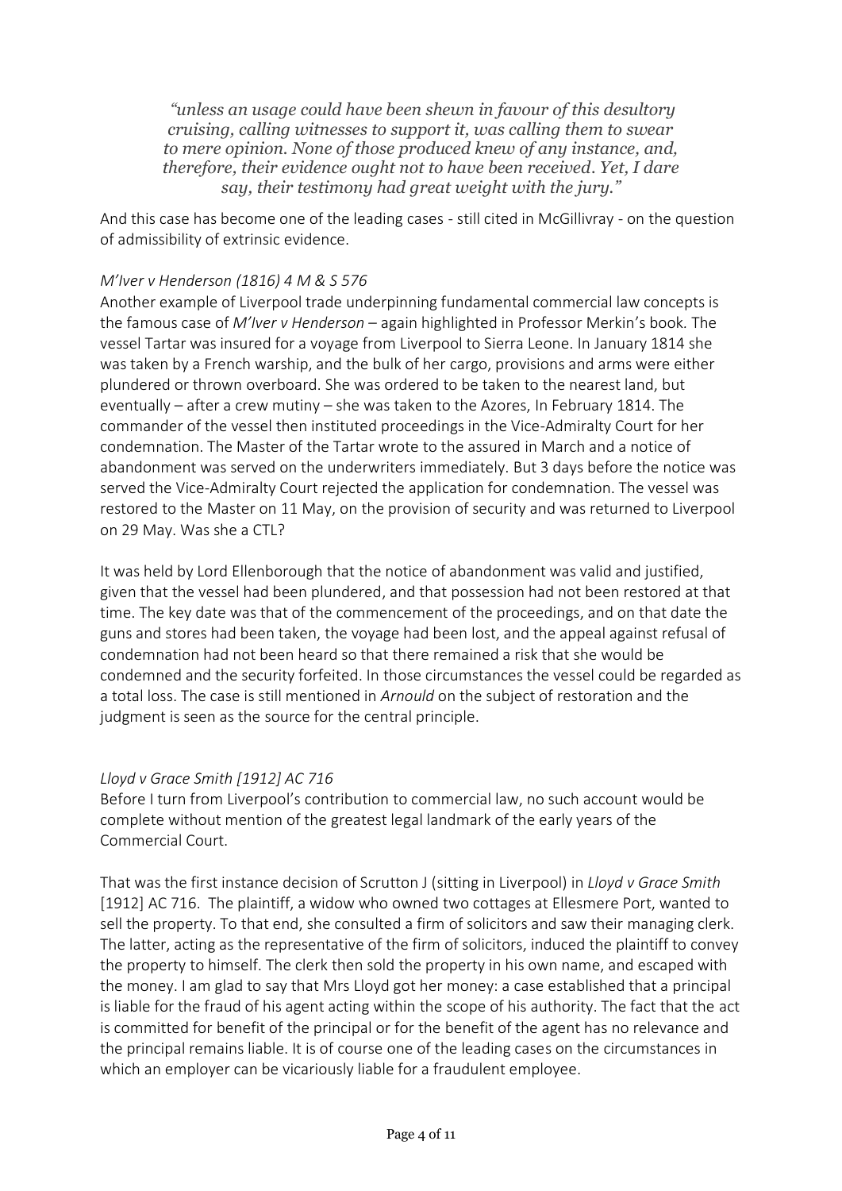> *"unless an usage could have been shewn in favour of this desultory cruising, calling witnesses to support it, was calling them to swear to mere opinion. None of those produced knew of any instance, and, therefore, their evidence ought not to have been received. Yet, I dare say, their testimony had great weight with the jury."*

And this case has become one of the leading cases - still cited in McGillivray - on the question of admissibility of extrinsic evidence.

### *M'Iver v Henderson (1816) 4 M & S 576*

Another example of Liverpool trade underpinning fundamental commercial law concepts is the famous case of *M'Iver v Henderson* – again highlighted in Professor Merkin's book. The vessel Tartar was insured for a voyage from Liverpool to Sierra Leone. In January 1814 she was taken by a French warship, and the bulk of her cargo, provisions and arms were either plundered or thrown overboard. She was ordered to be taken to the nearest land, but eventually – after a crew mutiny – she was taken to the Azores, In February 1814. The commander of the vessel then instituted proceedings in the Vice-Admiralty Court for her condemnation. The Master of the Tartar wrote to the assured in March and a notice of abandonment was served on the underwriters immediately. But 3 days before the notice was served the Vice-Admiralty Court rejected the application for condemnation. The vessel was restored to the Master on 11 May, on the provision of security and was returned to Liverpool on 29 May. Was she a CTL?

It was held by Lord Ellenborough that the notice of abandonment was valid and justified, given that the vessel had been plundered, and that possession had not been restored at that time. The key date was that of the commencement of the proceedings, and on that date the guns and stores had been taken, the voyage had been lost, and the appeal against refusal of condemnation had not been heard so that there remained a risk that she would be condemned and the security forfeited. In those circumstances the vessel could be regarded as a total loss. The case is still mentioned in *Arnould* on the subject of restoration and the judgment is seen as the source for the central principle.

### *Lloyd v Grace Smith [1912] AC 716*

Before I turn from Liverpool's contribution to commercial law, no such account would be complete without mention of the greatest legal landmark of the early years of the Commercial Court.

That was the first instance decision of Scrutton J (sitting in Liverpool) in *Lloyd v Grace Smith* [1912] AC 716. The plaintiff, a widow who owned two cottages at Ellesmere Port, wanted to sell the property. To that end, she consulted a firm of solicitors and saw their managing clerk. The latter, acting as the representative of the firm of solicitors, induced the plaintiff to convey the property to himself. The clerk then sold the property in his own name, and escaped with the money. I am glad to say that Mrs Lloyd got her money: a case established that a principal is liable for the fraud of his agent acting within the scope of his authority. The fact that the act is committed for benefit of the principal or for the benefit of the agent has no relevance and the principal remains liable. It is of course one of the leading cases on the circumstances in which an employer can be vicariously liable for a fraudulent employee.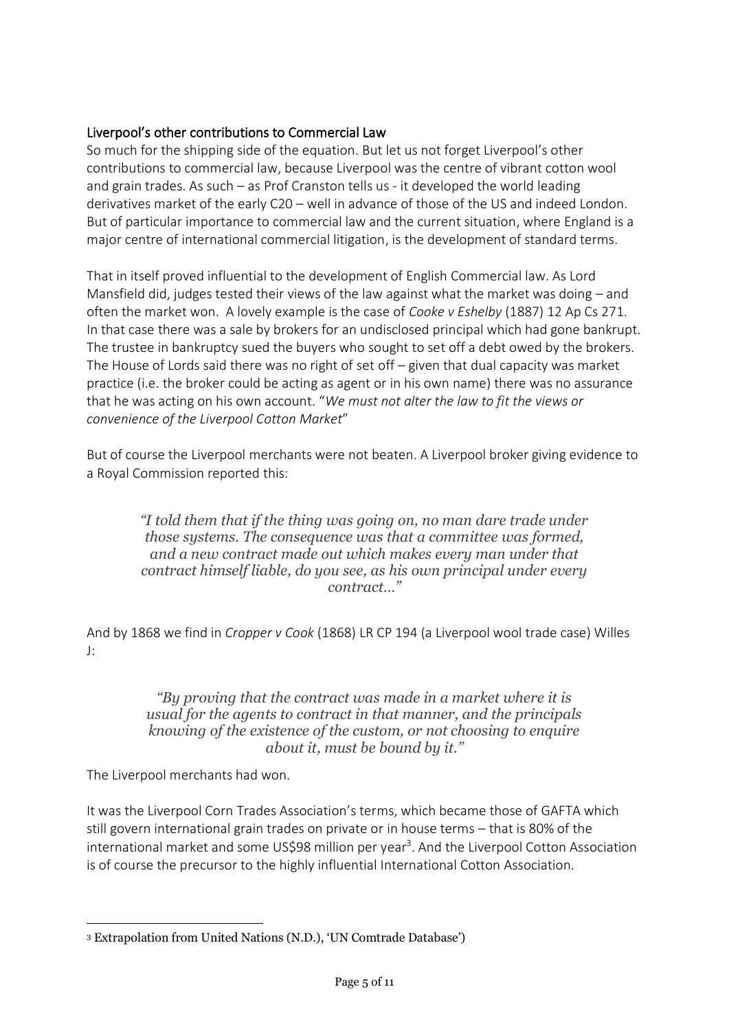## Liverpool's other contributions to Commercial Law

So much for the shipping side of the equation. But let us not forget Liverpool's other contributions to commercial law, because Liverpool was the centre of vibrant cotton wool and grain trades. As such – as Prof Cranston tells us - it developed the world leading derivatives market of the early C20 – well in advance of those of the US and indeed London. But of particular importance to commercial law and the current situation, where England is a major centre of international commercial litigation, is the development of standard terms.

That in itself proved influential to the development of English Commercial law. As Lord Mansfield did, judges tested their views of the law against what the market was doing – and often the market won. A lovely example is the case of *Cooke v Eshelby* (1887) 12 Ap Cs 271. In that case there was a sale by brokers for an undisclosed principal which had gone bankrupt. The trustee in bankruptcy sued the buyers who sought to set off a debt owed by the brokers. The House of Lords said there was no right of set off – given that dual capacity was market practice (i.e. the broker could be acting as agent or in his own name) there was no assurance that he was acting on his own account. "*We must not alter the law to fit the views or convenience of the Liverpool Cotton Market*"

But of course the Liverpool merchants were not beaten. A Liverpool broker giving evidence to a Royal Commission reported this:

> *"I told them that if the thing was going on, no man dare trade under those systems. The consequence was that a committee was formed, and a new contract made out which makes every man under that contract himself liable, do you see, as his own principal under every contract..."*

And by 1868 we find in *Cropper v Cook* (1868) LR CP 194 (a Liverpool wool trade case) Willes J:

> *"By proving that the contract was made in a market where it is usual for the agents to contract in that manner, and the principals knowing of the existence of the custom, or not choosing to enquire about it, must be bound by it."*

The Liverpool merchants had won.

It was the Liverpool Corn Trades Association's terms, which became those of GAFTA which still govern international grain trades on private or in house terms – that is 80% of the international market and some US$98 million per year[3]. And the Liverpool Cotton Association is of course the precursor to the highly influential International Cotton Association.

---

[3] Extrapolation from United Nations (N.D.), 'UN Comtrade Database')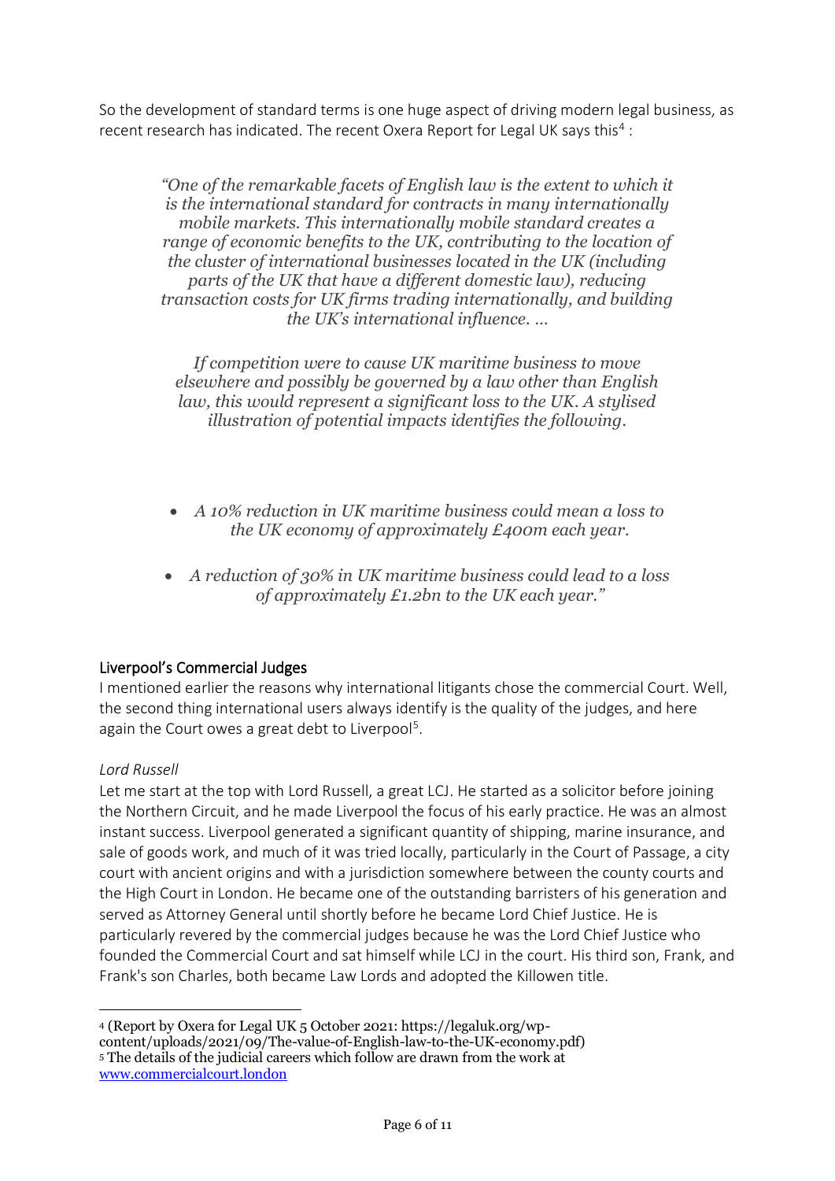So the development of standard terms is one huge aspect of driving modern legal business, as recent research has indicated. The recent Oxera Report for Legal UK says this[4] :

> *"One of the remarkable facets of English law is the extent to which it is the international standard for contracts in many internationally mobile markets. This internationally mobile standard creates a range of economic benefits to the UK, contributing to the location of the cluster of international businesses located in the UK (including parts of the UK that have a different domestic law), reducing transaction costs for UK firms trading internationally, and building the UK's international influence. …*
>
> *If competition were to cause UK maritime business to move elsewhere and possibly be governed by a law other than English law, this would represent a significant loss to the UK. A stylised illustration of potential impacts identifies the following.*
>
> - *A 10% reduction in UK maritime business could mean a loss to the UK economy of approximately £400m each year.*
> - *A reduction of 30% in UK maritime business could lead to a loss of approximately £1.2bn to the UK each year."*

## Liverpool's Commercial Judges

I mentioned earlier the reasons why international litigants chose the commercial Court. Well, the second thing international users always identify is the quality of the judges, and here again the Court owes a great debt to Liverpool[5].

### *Lord Russell*

Let me start at the top with Lord Russell, a great LCJ. He started as a solicitor before joining the Northern Circuit, and he made Liverpool the focus of his early practice. He was an almost instant success. Liverpool generated a significant quantity of shipping, marine insurance, and sale of goods work, and much of it was tried locally, particularly in the Court of Passage, a city court with ancient origins and with a jurisdiction somewhere between the county courts and the High Court in London. He became one of the outstanding barristers of his generation and served as Attorney General until shortly before he became Lord Chief Justice. He is particularly revered by the commercial judges because he was the Lord Chief Justice who founded the Commercial Court and sat himself while LCJ in the court. His third son, Frank, and Frank's son Charles, both became Law Lords and adopted the Killowen title.

---

[4] (Report by Oxera for Legal UK 5 October 2021: https://legaluk.org/wp-content/uploads/2021/09/The-value-of-English-law-to-the-UK-economy.pdf)

[5] The details of the judicial careers which follow are drawn from the work at www.commercialcourt.london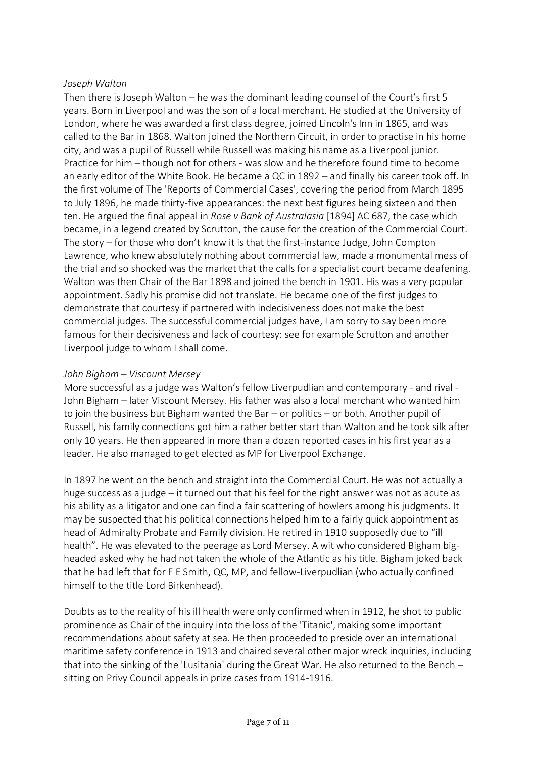*Joseph Walton*

Then there is Joseph Walton – he was the dominant leading counsel of the Court's first 5 years. Born in Liverpool and was the son of a local merchant. He studied at the University of London, where he was awarded a first class degree, joined Lincoln's Inn in 1865, and was called to the Bar in 1868. Walton joined the Northern Circuit, in order to practise in his home city, and was a pupil of Russell while Russell was making his name as a Liverpool junior. Practice for him – though not for others - was slow and he therefore found time to become an early editor of the White Book. He became a QC in 1892 – and finally his career took off. In the first volume of The 'Reports of Commercial Cases', covering the period from March 1895 to July 1896, he made thirty-five appearances: the next best figures being sixteen and then ten. He argued the final appeal in *Rose v Bank of Australasia* [1894] AC 687, the case which became, in a legend created by Scrutton, the cause for the creation of the Commercial Court. The story – for those who don't know it is that the first-instance Judge, John Compton Lawrence, who knew absolutely nothing about commercial law, made a monumental mess of the trial and so shocked was the market that the calls for a specialist court became deafening. Walton was then Chair of the Bar 1898 and joined the bench in 1901. His was a very popular appointment. Sadly his promise did not translate. He became one of the first judges to demonstrate that courtesy if partnered with indecisiveness does not make the best commercial judges. The successful commercial judges have, I am sorry to say been more famous for their decisiveness and lack of courtesy: see for example Scrutton and another Liverpool judge to whom I shall come.

*John Bigham – Viscount Mersey*

More successful as a judge was Walton's fellow Liverpudlian and contemporary - and rival - John Bigham – later Viscount Mersey. His father was also a local merchant who wanted him to join the business but Bigham wanted the Bar – or politics – or both. Another pupil of Russell, his family connections got him a rather better start than Walton and he took silk after only 10 years. He then appeared in more than a dozen reported cases in his first year as a leader. He also managed to get elected as MP for Liverpool Exchange.

In 1897 he went on the bench and straight into the Commercial Court. He was not actually a huge success as a judge – it turned out that his feel for the right answer was not as acute as his ability as a litigator and one can find a fair scattering of howlers among his judgments. It may be suspected that his political connections helped him to a fairly quick appointment as head of Admiralty Probate and Family division. He retired in 1910 supposedly due to "ill health". He was elevated to the peerage as Lord Mersey. A wit who considered Bigham big-headed asked why he had not taken the whole of the Atlantic as his title. Bigham joked back that he had left that for F E Smith, QC, MP, and fellow-Liverpudlian (who actually confined himself to the title Lord Birkenhead).

Doubts as to the reality of his ill health were only confirmed when in 1912, he shot to public prominence as Chair of the inquiry into the loss of the 'Titanic', making some important recommendations about safety at sea. He then proceeded to preside over an international maritime safety conference in 1913 and chaired several other major wreck inquiries, including that into the sinking of the 'Lusitania' during the Great War. He also returned to the Bench – sitting on Privy Council appeals in prize cases from 1914-1916.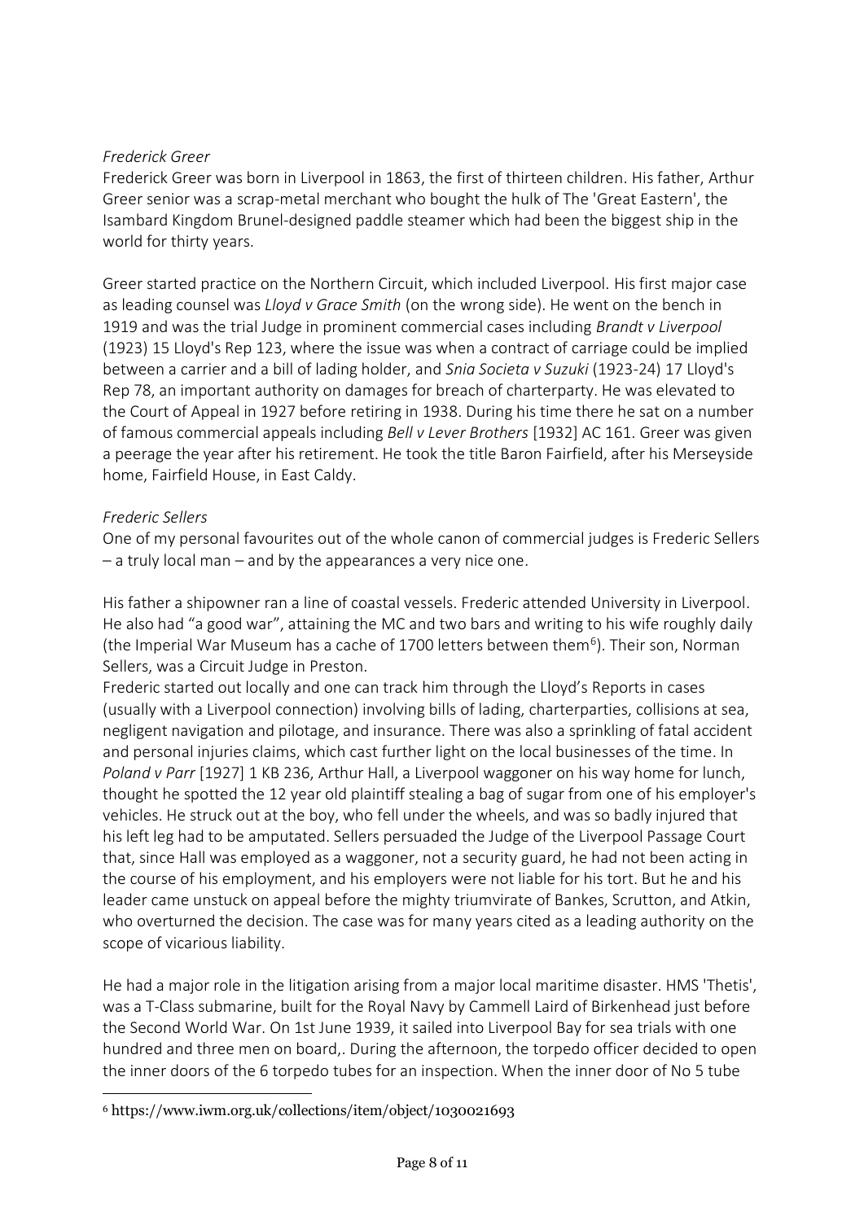*Frederick Greer*

Frederick Greer was born in Liverpool in 1863, the first of thirteen children. His father, Arthur Greer senior was a scrap-metal merchant who bought the hulk of The 'Great Eastern', the Isambard Kingdom Brunel-designed paddle steamer which had been the biggest ship in the world for thirty years.

Greer started practice on the Northern Circuit, which included Liverpool. His first major case as leading counsel was *Lloyd v Grace Smith* (on the wrong side). He went on the bench in 1919 and was the trial Judge in prominent commercial cases including *Brandt v Liverpool* (1923) 15 Lloyd's Rep 123, where the issue was when a contract of carriage could be implied between a carrier and a bill of lading holder, and *Snia Societa v Suzuki* (1923-24) 17 Lloyd's Rep 78, an important authority on damages for breach of charterparty. He was elevated to the Court of Appeal in 1927 before retiring in 1938. During his time there he sat on a number of famous commercial appeals including *Bell v Lever Brothers* [1932] AC 161. Greer was given a peerage the year after his retirement. He took the title Baron Fairfield, after his Merseyside home, Fairfield House, in East Caldy.

*Frederic Sellers*

One of my personal favourites out of the whole canon of commercial judges is Frederic Sellers – a truly local man – and by the appearances a very nice one.

His father a shipowner ran a line of coastal vessels. Frederic attended University in Liverpool. He also had "a good war", attaining the MC and two bars and writing to his wife roughly daily (the Imperial War Museum has a cache of 1700 letters between them[6]). Their son, Norman Sellers, was a Circuit Judge in Preston.

Frederic started out locally and one can track him through the Lloyd's Reports in cases (usually with a Liverpool connection) involving bills of lading, charterparties, collisions at sea, negligent navigation and pilotage, and insurance. There was also a sprinkling of fatal accident and personal injuries claims, which cast further light on the local businesses of the time. In *Poland v Parr* [1927] 1 KB 236, Arthur Hall, a Liverpool waggoner on his way home for lunch, thought he spotted the 12 year old plaintiff stealing a bag of sugar from one of his employer's vehicles. He struck out at the boy, who fell under the wheels, and was so badly injured that his left leg had to be amputated. Sellers persuaded the Judge of the Liverpool Passage Court that, since Hall was employed as a waggoner, not a security guard, he had not been acting in the course of his employment, and his employers were not liable for his tort. But he and his leader came unstuck on appeal before the mighty triumvirate of Bankes, Scrutton, and Atkin, who overturned the decision. The case was for many years cited as a leading authority on the scope of vicarious liability.

He had a major role in the litigation arising from a major local maritime disaster. HMS 'Thetis', was a T-Class submarine, built for the Royal Navy by Cammell Laird of Birkenhead just before the Second World War. On 1st June 1939, it sailed into Liverpool Bay for sea trials with one hundred and three men on board,. During the afternoon, the torpedo officer decided to open the inner doors of the 6 torpedo tubes for an inspection. When the inner door of No 5 tube

[6] https://www.iwm.org.uk/collections/item/object/1030021693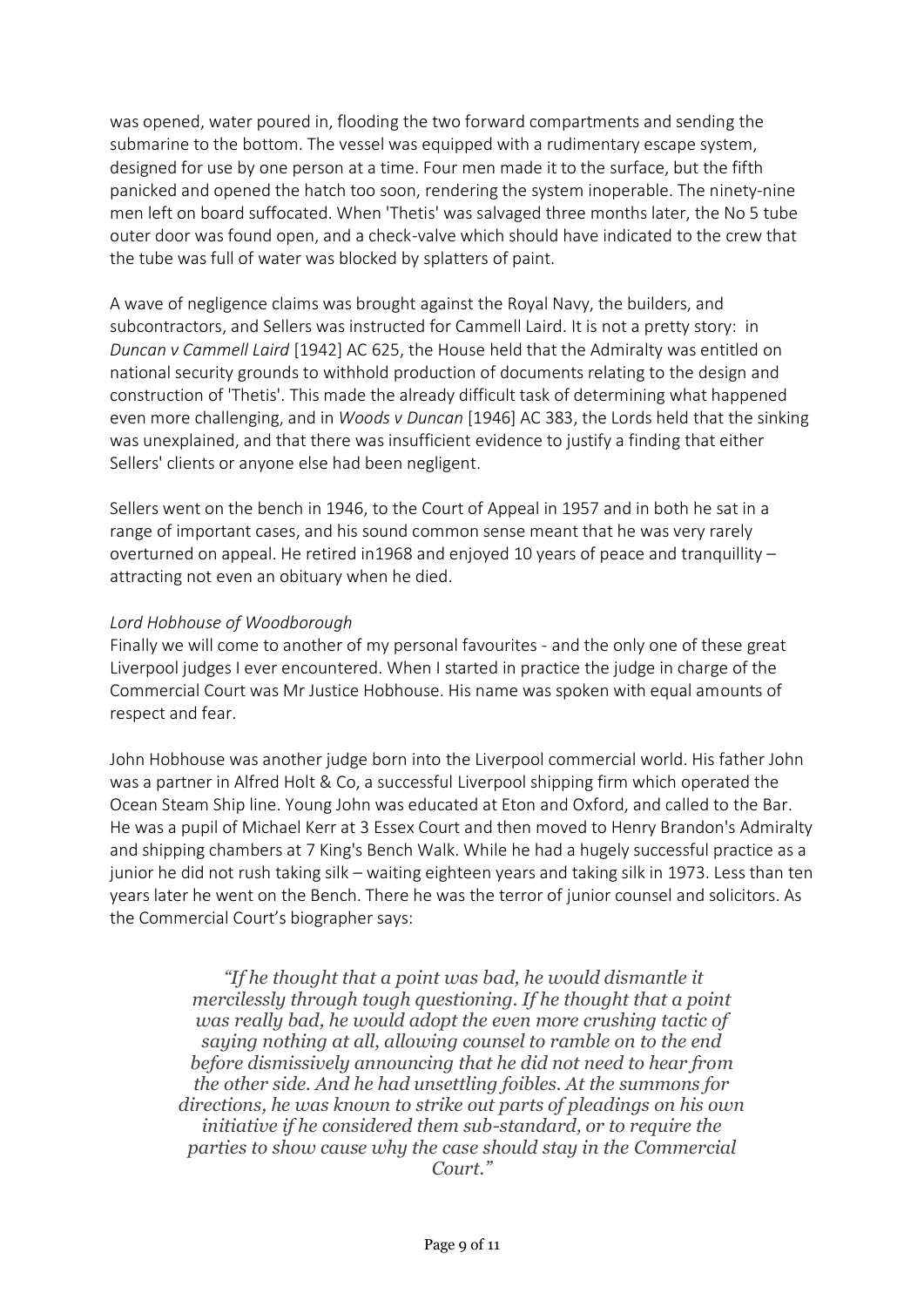was opened, water poured in, flooding the two forward compartments and sending the submarine to the bottom. The vessel was equipped with a rudimentary escape system, designed for use by one person at a time. Four men made it to the surface, but the fifth panicked and opened the hatch too soon, rendering the system inoperable. The ninety-nine men left on board suffocated. When 'Thetis' was salvaged three months later, the No 5 tube outer door was found open, and a check-valve which should have indicated to the crew that the tube was full of water was blocked by splatters of paint.

A wave of negligence claims was brought against the Royal Navy, the builders, and subcontractors, and Sellers was instructed for Cammell Laird. It is not a pretty story: in *Duncan v Cammell Laird* [1942] AC 625, the House held that the Admiralty was entitled on national security grounds to withhold production of documents relating to the design and construction of 'Thetis'. This made the already difficult task of determining what happened even more challenging, and in *Woods v Duncan* [1946] AC 383, the Lords held that the sinking was unexplained, and that there was insufficient evidence to justify a finding that either Sellers' clients or anyone else had been negligent.

Sellers went on the bench in 1946, to the Court of Appeal in 1957 and in both he sat in a range of important cases, and his sound common sense meant that he was very rarely overturned on appeal. He retired in1968 and enjoyed 10 years of peace and tranquillity – attracting not even an obituary when he died.

*Lord Hobhouse of Woodborough*

Finally we will come to another of my personal favourites - and the only one of these great Liverpool judges I ever encountered. When I started in practice the judge in charge of the Commercial Court was Mr Justice Hobhouse. His name was spoken with equal amounts of respect and fear.

John Hobhouse was another judge born into the Liverpool commercial world. His father John was a partner in Alfred Holt & Co, a successful Liverpool shipping firm which operated the Ocean Steam Ship line. Young John was educated at Eton and Oxford, and called to the Bar. He was a pupil of Michael Kerr at 3 Essex Court and then moved to Henry Brandon's Admiralty and shipping chambers at 7 King's Bench Walk. While he had a hugely successful practice as a junior he did not rush taking silk – waiting eighteen years and taking silk in 1973. Less than ten years later he went on the Bench. There he was the terror of junior counsel and solicitors. As the Commercial Court's biographer says:

> *"If he thought that a point was bad, he would dismantle it mercilessly through tough questioning. If he thought that a point was really bad, he would adopt the even more crushing tactic of saying nothing at all, allowing counsel to ramble on to the end before dismissively announcing that he did not need to hear from the other side. And he had unsettling foibles. At the summons for directions, he was known to strike out parts of pleadings on his own initiative if he considered them sub-standard, or to require the parties to show cause why the case should stay in the Commercial Court."*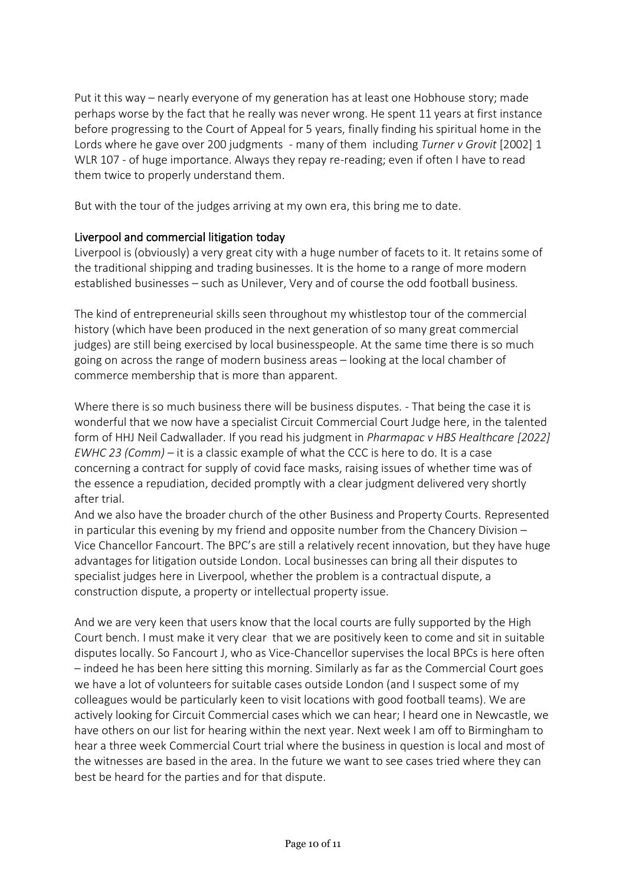Put it this way – nearly everyone of my generation has at least one Hobhouse story; made perhaps worse by the fact that he really was never wrong. He spent 11 years at first instance before progressing to the Court of Appeal for 5 years, finally finding his spiritual home in the Lords where he gave over 200 judgments - many of them including *Turner v Grovit* [2002] 1 WLR 107 - of huge importance. Always they repay re-reading; even if often I have to read them twice to properly understand them.

But with the tour of the judges arriving at my own era, this bring me to date.

## Liverpool and commercial litigation today

Liverpool is (obviously) a very great city with a huge number of facets to it. It retains some of the traditional shipping and trading businesses. It is the home to a range of more modern established businesses – such as Unilever, Very and of course the odd football business.

The kind of entrepreneurial skills seen throughout my whistlestop tour of the commercial history (which have been produced in the next generation of so many great commercial judges) are still being exercised by local businesspeople. At the same time there is so much going on across the range of modern business areas – looking at the local chamber of commerce membership that is more than apparent.

Where there is so much business there will be business disputes. - That being the case it is wonderful that we now have a specialist Circuit Commercial Court Judge here, in the talented form of HHJ Neil Cadwallader. If you read his judgment in *Pharmapac v HBS Healthcare [2022] EWHC 23 (Comm)* – it is a classic example of what the CCC is here to do. It is a case concerning a contract for supply of covid face masks, raising issues of whether time was of the essence a repudiation, decided promptly with a clear judgment delivered very shortly after trial.
And we also have the broader church of the other Business and Property Courts. Represented in particular this evening by my friend and opposite number from the Chancery Division – Vice Chancellor Fancourt. The BPC's are still a relatively recent innovation, but they have huge advantages for litigation outside London. Local businesses can bring all their disputes to specialist judges here in Liverpool, whether the problem is a contractual dispute, a construction dispute, a property or intellectual property issue.

And we are very keen that users know that the local courts are fully supported by the High Court bench. I must make it very clear that we are positively keen to come and sit in suitable disputes locally. So Fancourt J, who as Vice-Chancellor supervises the local BPCs is here often – indeed he has been here sitting this morning. Similarly as far as the Commercial Court goes we have a lot of volunteers for suitable cases outside London (and I suspect some of my colleagues would be particularly keen to visit locations with good football teams). We are actively looking for Circuit Commercial cases which we can hear; I heard one in Newcastle, we have others on our list for hearing within the next year. Next week I am off to Birmingham to hear a three week Commercial Court trial where the business in question is local and most of the witnesses are based in the area. In the future we want to see cases tried where they can best be heard for the parties and for that dispute.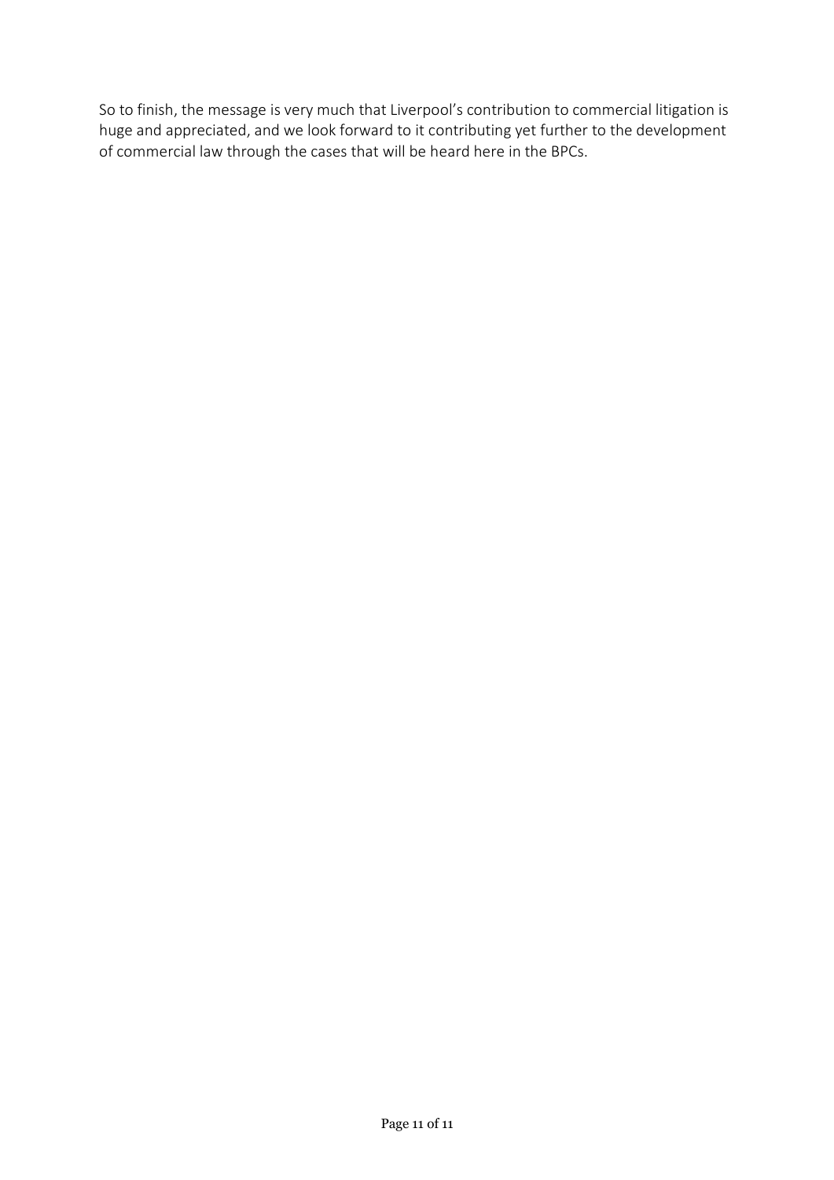So to finish, the message is very much that Liverpool's contribution to commercial litigation is huge and appreciated, and we look forward to it contributing yet further to the development of commercial law through the cases that will be heard here in the BPCs.